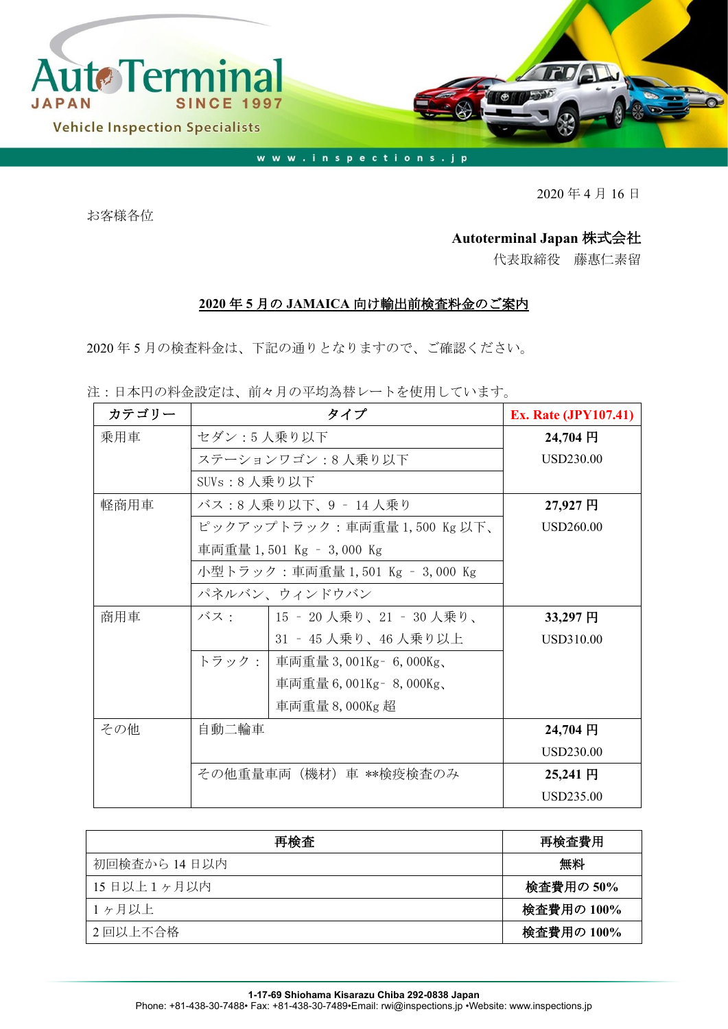AutoTerminal JAPAN SINCE 1997

Vehicle Inspection Specialists

www.inspections.jp

2020 年 4 月 16 日

お客様各位

**Autoterminal Japan 株式会社**

代表取締役　藤惠仁素留

## 2020 年 5 月の JAMAICA 向け輸出前検査料金のご案内

2020 年 5 月の検査料金は、下記の通りとなりますので、ご確認ください。

注：日本円の料金設定は、前々月の平均為替レートを使用しています。

| カテゴリー | タイプ | | Ex. Rate (JPY107.41) |
|---|---|---|---|
| 乗用車 | セダン：5 人乗り以下 | | **24,704 円** USD230.00 |
| | ステーションワゴン：8 人乗り以下 | | |
| | SUVs：8 人乗り以下 | | |
| 軽商用車 | バス：8 人乗り以下、9 – 14 人乗り | | **27,927 円** USD260.00 |
| | ピックアップトラック：車両重量 1,500 Kg 以下、車両重量 1,501 Kg – 3,000 Kg | | |
| | 小型トラック：車両重量 1,501 Kg – 3,000 Kg | | |
| | パネルバン、ウィンドウバン | | |
| 商用車 | バス： | 15 – 20 人乗り、21 – 30 人乗り、31 – 45 人乗り、46 人乗り以上 | **33,297 円** USD310.00 |
| | トラック： | 車両重量 3,001Kg- 6,000Kg、車両重量 6,001Kg- 8,000Kg、車両重量 8,000Kg 超 | |
| その他 | 自動二輪車 | | **24,704 円** USD230.00 |
| | その他重量車両（機材）車 **検疫検査のみ | | **25,241 円** USD235.00 |

| 再検査 | 再検査費用 |
|---|---|
| 初回検査から 14 日以内 | **無料** |
| 15 日以上 1 ヶ月以内 | **検査費用の 50%** |
| 1 ヶ月以上 | **検査費用の 100%** |
| 2 回以上不合格 | **検査費用の 100%** |

**1-17-69 Shiohama Kisarazu Chiba 292-0838 Japan**
Phone: +81-438-30-7488• Fax: +81-438-30-7489•Email: rwi@inspections.jp •Website: www.inspections.jp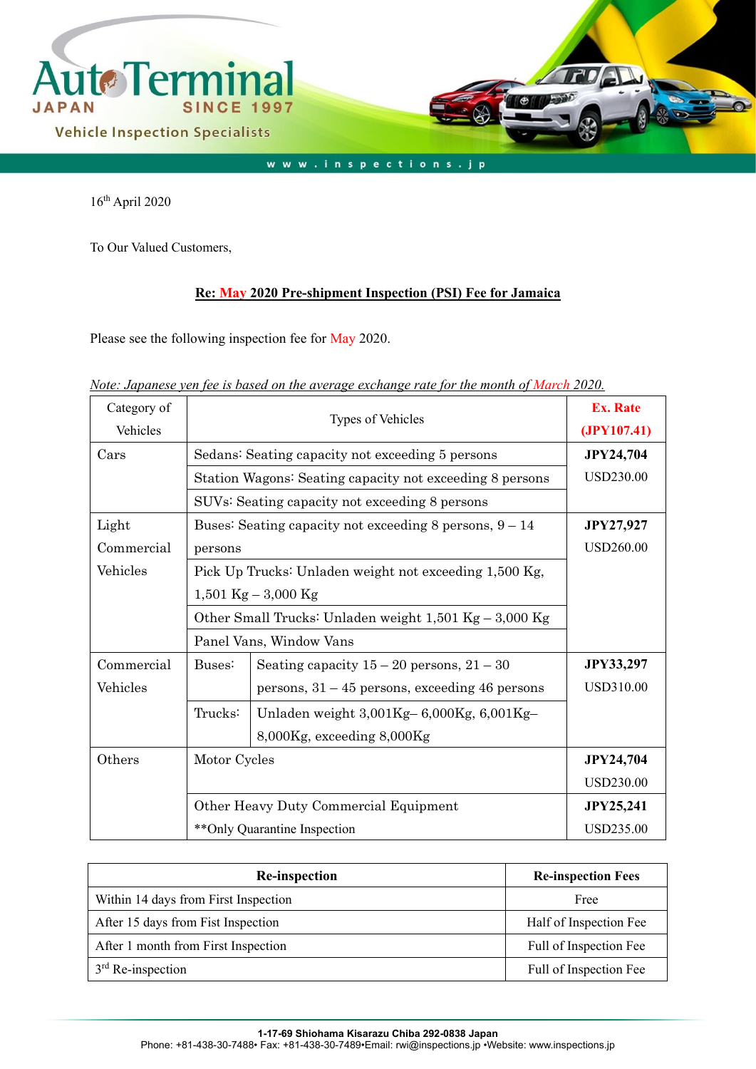AutoTerminal JAPAN SINCE 1997

Vehicle Inspection Specialists

www.inspections.jp

16th April 2020

To Our Valued Customers,

**Re: May 2020 Pre-shipment Inspection (PSI) Fee for Jamaica**

Please see the following inspection fee for May 2020.

*Note: Japanese yen fee is based on the average exchange rate for the month of March 2020.*

| Category of Vehicles | Types of Vehicles | | Ex. Rate (JPY107.41) |
|---|---|---|---|
| Cars | Sedans: Seating capacity not exceeding 5 persons | | **JPY24,704** USD230.00 |
| | Station Wagons: Seating capacity not exceeding 8 persons | | |
| | SUVs: Seating capacity not exceeding 8 persons | | |
| Light Commercial Vehicles | Buses: Seating capacity not exceeding 8 persons, 9 – 14 persons | | **JPY27,927** USD260.00 |
| | Pick Up Trucks: Unladen weight not exceeding 1,500 Kg, 1,501 Kg – 3,000 Kg | | |
| | Other Small Trucks: Unladen weight 1,501 Kg – 3,000 Kg | | |
| | Panel Vans, Window Vans | | |
| Commercial Vehicles | Buses: | Seating capacity 15 – 20 persons, 21 – 30 persons, 31 – 45 persons, exceeding 46 persons | **JPY33,297** USD310.00 |
| | Trucks: | Unladen weight 3,001Kg– 6,000Kg, 6,001Kg– 8,000Kg, exceeding 8,000Kg | |
| Others | Motor Cycles | | **JPY24,704** USD230.00 |
| | Other Heavy Duty Commercial Equipment **Only Quarantine Inspection | | **JPY25,241** USD235.00 |

| Re-inspection | Re-inspection Fees |
|---|---|
| Within 14 days from First Inspection | Free |
| After 15 days from Fist Inspection | Half of Inspection Fee |
| After 1 month from First Inspection | Full of Inspection Fee |
| 3rd Re-inspection | Full of Inspection Fee |

1-17-69 Shiohama Kisarazu Chiba 292-0838 Japan
Phone: +81-438-30-7488• Fax: +81-438-30-7489•Email: rwi@inspections.jp •Website: www.inspections.jp